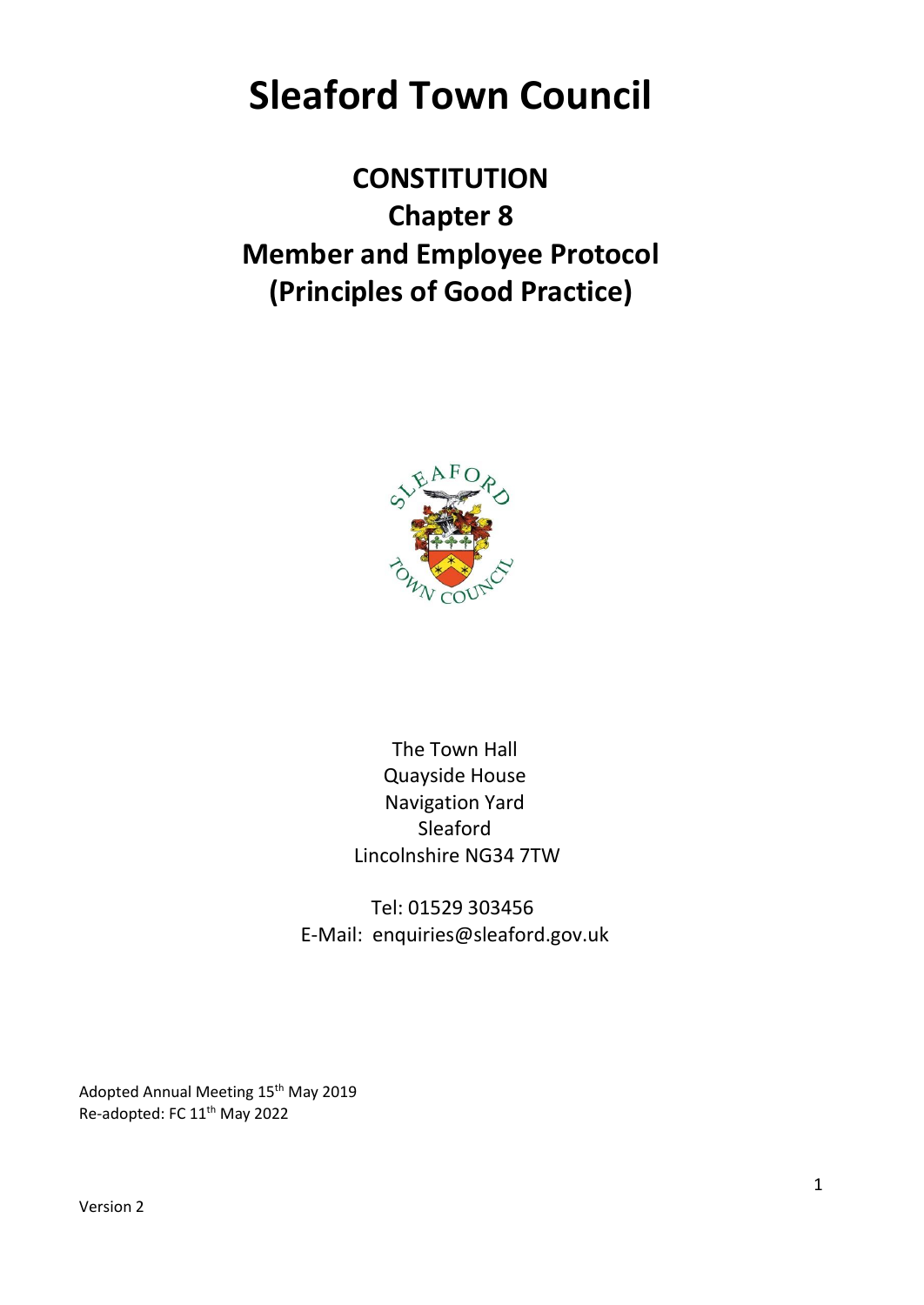# Sleaford Town Council

## CONSTITUTION
## Chapter 8
## Member and Employee Protocol
## (Principles of Good Practice)

The Town Hall
Quayside House
Navigation Yard
Sleaford
Lincolnshire NG34 7TW

Tel: 01529 303456
E-Mail: enquiries@sleaford.gov.uk

Adopted Annual Meeting 15th May 2019
Re-adopted: FC 11th May 2022

Version 2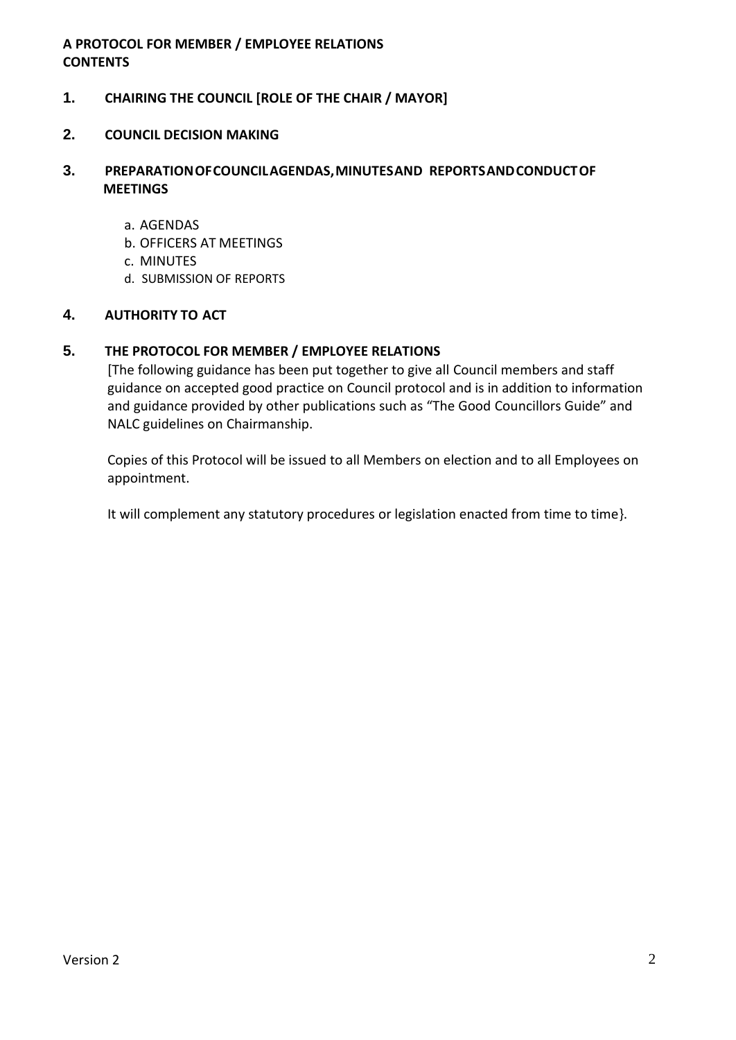**A PROTOCOL FOR MEMBER / EMPLOYEE RELATIONS**
**CONTENTS**

**1. CHAIRING THE COUNCIL [ROLE OF THE CHAIR / MAYOR]**

**2. COUNCIL DECISION MAKING**

**3. PREPARATION OF COUNCIL AGENDAS, MINUTES AND REPORTS AND CONDUCT OF MEETINGS**

a. AGENDAS
b. OFFICERS AT MEETINGS
c. MINUTES
d. SUBMISSION OF REPORTS

**4. AUTHORITY TO ACT**

**5. THE PROTOCOL FOR MEMBER / EMPLOYEE RELATIONS**

[The following guidance has been put together to give all Council members and staff guidance on accepted good practice on Council protocol and is in addition to information and guidance provided by other publications such as "The Good Councillors Guide" and NALC guidelines on Chairmanship.

Copies of this Protocol will be issued to all Members on election and to all Employees on appointment.

It will complement any statutory procedures or legislation enacted from time to time}.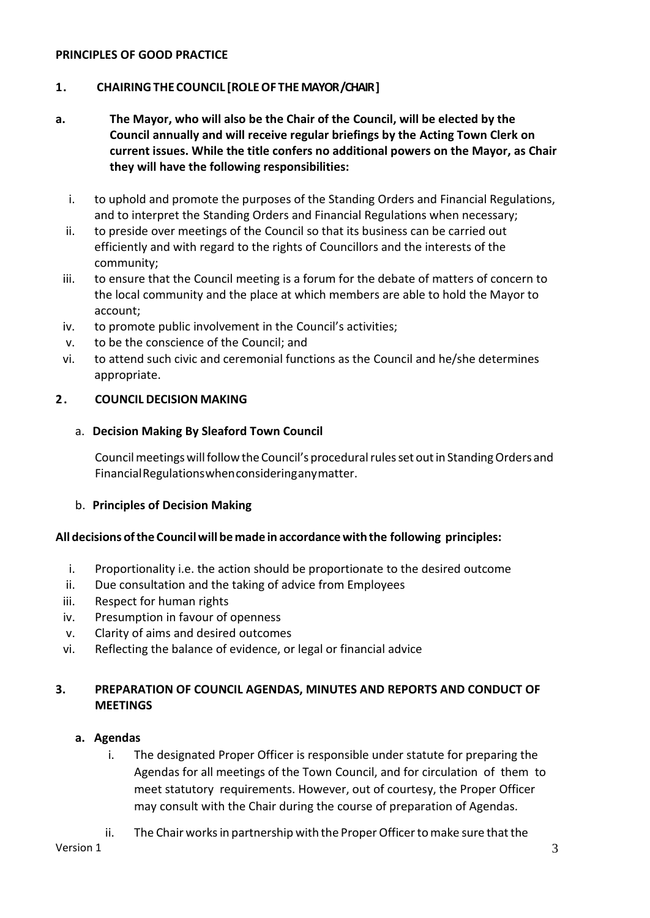**PRINCIPLES OF GOOD PRACTICE**

## 1. CHAIRING THE COUNCIL [ROLE OF THE MAYOR/CHAIR]

**a. The Mayor, who will also be the Chair of the Council, will be elected by the Council annually and will receive regular briefings by the Acting Town Clerk on current issues. While the title confers no additional powers on the Mayor, as Chair they will have the following responsibilities:**

i. to uphold and promote the purposes of the Standing Orders and Financial Regulations, and to interpret the Standing Orders and Financial Regulations when necessary;
ii. to preside over meetings of the Council so that its business can be carried out efficiently and with regard to the rights of Councillors and the interests of the community;
iii. to ensure that the Council meeting is a forum for the debate of matters of concern to the local community and the place at which members are able to hold the Mayor to account;
iv. to promote public involvement in the Council's activities;
v. to be the conscience of the Council; and
vi. to attend such civic and ceremonial functions as the Council and he/she determines appropriate.

## 2. COUNCIL DECISION MAKING

a. **Decision Making By Sleaford Town Council**

Council meetings will follow the Council's procedural rules set out in Standing Orders and Financial Regulations when considering any matter.

b. **Principles of Decision Making**

**All decisions of the Council will be made in accordance with the following principles:**

i. Proportionality i.e. the action should be proportionate to the desired outcome
ii. Due consultation and the taking of advice from Employees
iii. Respect for human rights
iv. Presumption in favour of openness
v. Clarity of aims and desired outcomes
vi. Reflecting the balance of evidence, or legal or financial advice

## 3. PREPARATION OF COUNCIL AGENDAS, MINUTES AND REPORTS AND CONDUCT OF MEETINGS

**a. Agendas**

i. The designated Proper Officer is responsible under statute for preparing the Agendas for all meetings of the Town Council, and for circulation of them to meet statutory requirements. However, out of courtesy, the Proper Officer may consult with the Chair during the course of preparation of Agendas.

ii. The Chair works in partnership with the Proper Officer to make sure that the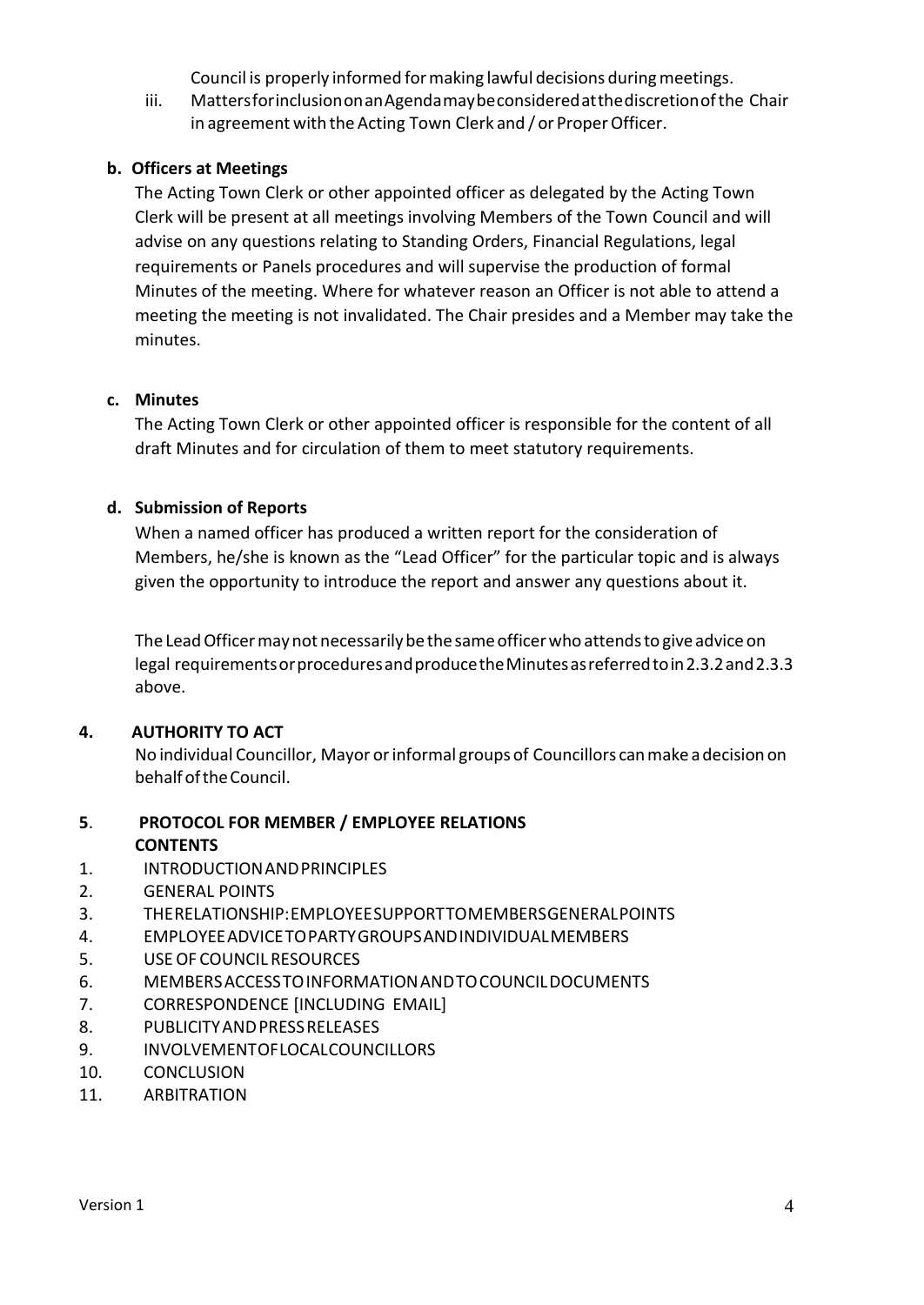Council is properly informed for making lawful decisions during meetings.

iii. Matters for inclusion on an Agenda may be considered at the discretion of the Chair in agreement with the Acting Town Clerk and / or Proper Officer.

**b. Officers at Meetings**

The Acting Town Clerk or other appointed officer as delegated by the Acting Town Clerk will be present at all meetings involving Members of the Town Council and will advise on any questions relating to Standing Orders, Financial Regulations, legal requirements or Panels procedures and will supervise the production of formal Minutes of the meeting. Where for whatever reason an Officer is not able to attend a meeting the meeting is not invalidated. The Chair presides and a Member may take the minutes.

**c. Minutes**

The Acting Town Clerk or other appointed officer is responsible for the content of all draft Minutes and for circulation of them to meet statutory requirements.

**d. Submission of Reports**

When a named officer has produced a written report for the consideration of Members, he/she is known as the "Lead Officer" for the particular topic and is always given the opportunity to introduce the report and answer any questions about it.

The Lead Officer may not necessarily be the same officer who attends to give advice on legal requirements or procedures and produce the Minutes as referred to in 2.3.2 and 2.3.3 above.

## 4. AUTHORITY TO ACT

No individual Councillor, Mayor or informal groups of Councillors can make a decision on behalf of the Council.

## 5. PROTOCOL FOR MEMBER / EMPLOYEE RELATIONS

**CONTENTS**

1. INTRODUCTION AND PRINCIPLES
2. GENERAL POINTS
3. THE RELATIONSHIP: EMPLOYEE SUPPORT TO MEMBERS GENERAL POINTS
4. EMPLOYEE ADVICE TO PARTY GROUPS AND INDIVIDUAL MEMBERS
5. USE OF COUNCIL RESOURCES
6. MEMBERS ACCESS TO INFORMATION AND TO COUNCIL DOCUMENTS
7. CORRESPONDENCE [INCLUDING EMAIL]
8. PUBLICITY AND PRESS RELEASES
9. INVOLVEMENT OF LOCAL COUNCILLORS
10. CONCLUSION
11. ARBITRATION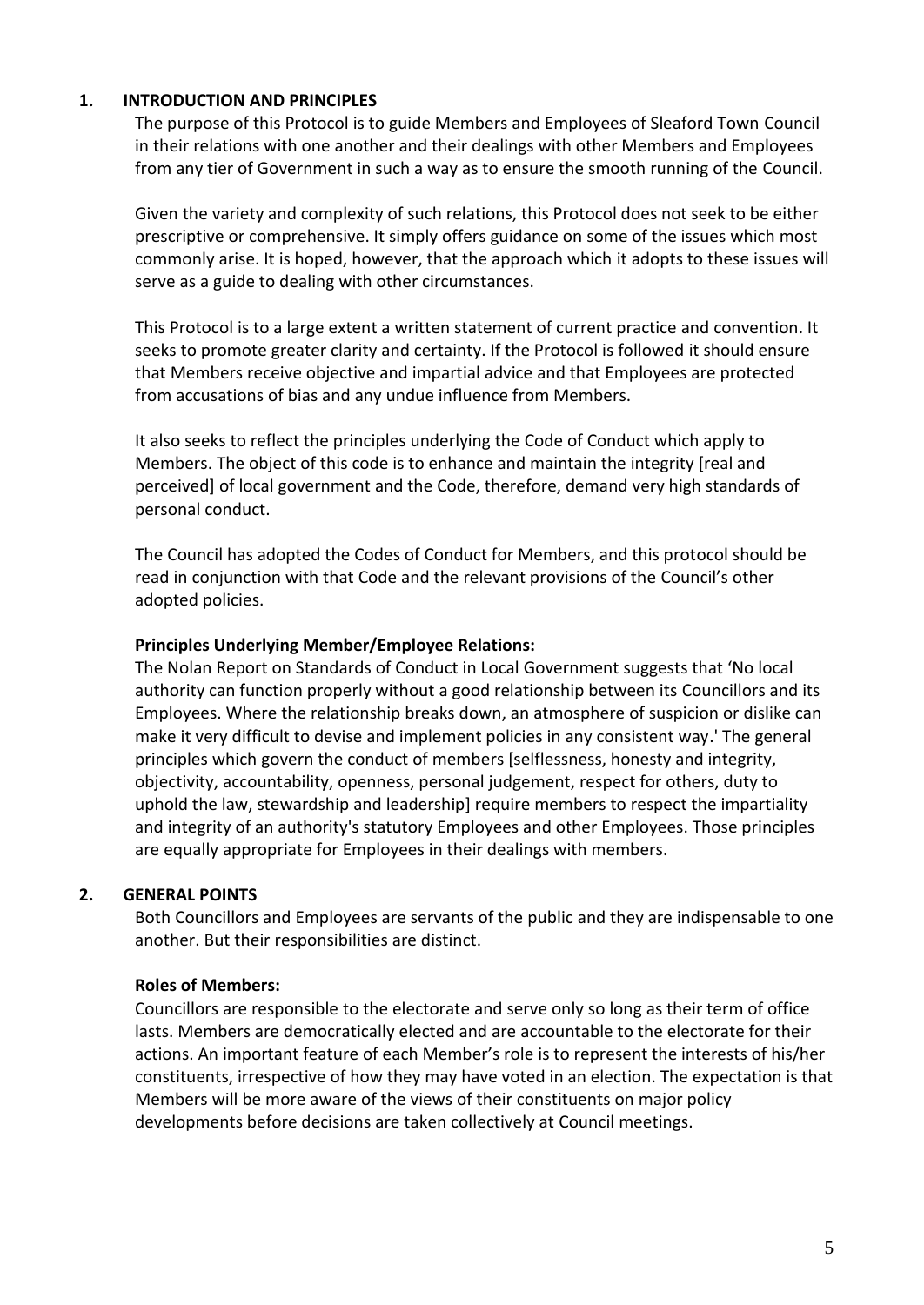## 1. INTRODUCTION AND PRINCIPLES

The purpose of this Protocol is to guide Members and Employees of Sleaford Town Council in their relations with one another and their dealings with other Members and Employees from any tier of Government in such a way as to ensure the smooth running of the Council.

Given the variety and complexity of such relations, this Protocol does not seek to be either prescriptive or comprehensive. It simply offers guidance on some of the issues which most commonly arise. It is hoped, however, that the approach which it adopts to these issues will serve as a guide to dealing with other circumstances.

This Protocol is to a large extent a written statement of current practice and convention. It seeks to promote greater clarity and certainty. If the Protocol is followed it should ensure that Members receive objective and impartial advice and that Employees are protected from accusations of bias and any undue influence from Members.

It also seeks to reflect the principles underlying the Code of Conduct which apply to Members. The object of this code is to enhance and maintain the integrity [real and perceived] of local government and the Code, therefore, demand very high standards of personal conduct.

The Council has adopted the Codes of Conduct for Members, and this protocol should be read in conjunction with that Code and the relevant provisions of the Council's other adopted policies.

**Principles Underlying Member/Employee Relations:**

The Nolan Report on Standards of Conduct in Local Government suggests that 'No local authority can function properly without a good relationship between its Councillors and its Employees. Where the relationship breaks down, an atmosphere of suspicion or dislike can make it very difficult to devise and implement policies in any consistent way.' The general principles which govern the conduct of members [selflessness, honesty and integrity, objectivity, accountability, openness, personal judgement, respect for others, duty to uphold the law, stewardship and leadership] require members to respect the impartiality and integrity of an authority's statutory Employees and other Employees. Those principles are equally appropriate for Employees in their dealings with members.

## 2. GENERAL POINTS

Both Councillors and Employees are servants of the public and they are indispensable to one another. But their responsibilities are distinct.

**Roles of Members:**

Councillors are responsible to the electorate and serve only so long as their term of office lasts. Members are democratically elected and are accountable to the electorate for their actions. An important feature of each Member's role is to represent the interests of his/her constituents, irrespective of how they may have voted in an election. The expectation is that Members will be more aware of the views of their constituents on major policy developments before decisions are taken collectively at Council meetings.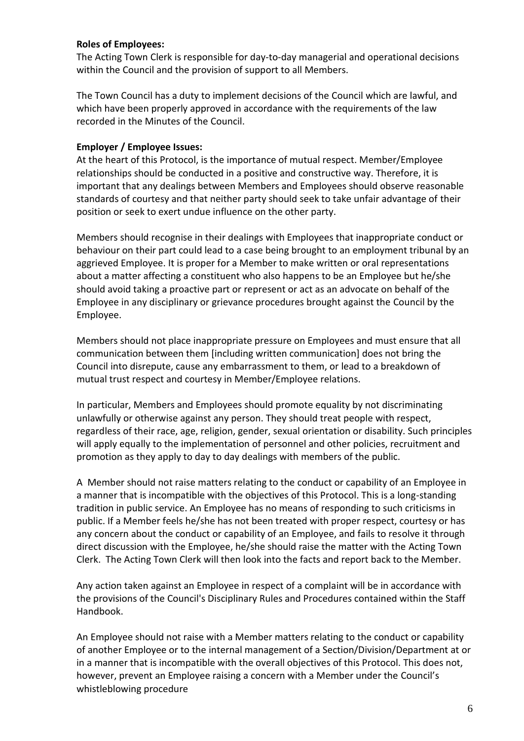**Roles of Employees:**
The Acting Town Clerk is responsible for day-to-day managerial and operational decisions within the Council and the provision of support to all Members.

The Town Council has a duty to implement decisions of the Council which are lawful, and which have been properly approved in accordance with the requirements of the law recorded in the Minutes of the Council.

**Employer / Employee Issues:**
At the heart of this Protocol, is the importance of mutual respect. Member/Employee relationships should be conducted in a positive and constructive way. Therefore, it is important that any dealings between Members and Employees should observe reasonable standards of courtesy and that neither party should seek to take unfair advantage of their position or seek to exert undue influence on the other party.

Members should recognise in their dealings with Employees that inappropriate conduct or behaviour on their part could lead to a case being brought to an employment tribunal by an aggrieved Employee. It is proper for a Member to make written or oral representations about a matter affecting a constituent who also happens to be an Employee but he/she should avoid taking a proactive part or represent or act as an advocate on behalf of the Employee in any disciplinary or grievance procedures brought against the Council by the Employee.

Members should not place inappropriate pressure on Employees and must ensure that all communication between them [including written communication] does not bring the Council into disrepute, cause any embarrassment to them, or lead to a breakdown of mutual trust respect and courtesy in Member/Employee relations.

In particular, Members and Employees should promote equality by not discriminating unlawfully or otherwise against any person. They should treat people with respect, regardless of their race, age, religion, gender, sexual orientation or disability. Such principles will apply equally to the implementation of personnel and other policies, recruitment and promotion as they apply to day to day dealings with members of the public.

A Member should not raise matters relating to the conduct or capability of an Employee in a manner that is incompatible with the objectives of this Protocol. This is a long-standing tradition in public service. An Employee has no means of responding to such criticisms in public. If a Member feels he/she has not been treated with proper respect, courtesy or has any concern about the conduct or capability of an Employee, and fails to resolve it through direct discussion with the Employee, he/she should raise the matter with the Acting Town Clerk. The Acting Town Clerk will then look into the facts and report back to the Member.

Any action taken against an Employee in respect of a complaint will be in accordance with the provisions of the Council's Disciplinary Rules and Procedures contained within the Staff Handbook.

An Employee should not raise with a Member matters relating to the conduct or capability of another Employee or to the internal management of a Section/Division/Department at or in a manner that is incompatible with the overall objectives of this Protocol. This does not, however, prevent an Employee raising a concern with a Member under the Council's whistleblowing procedure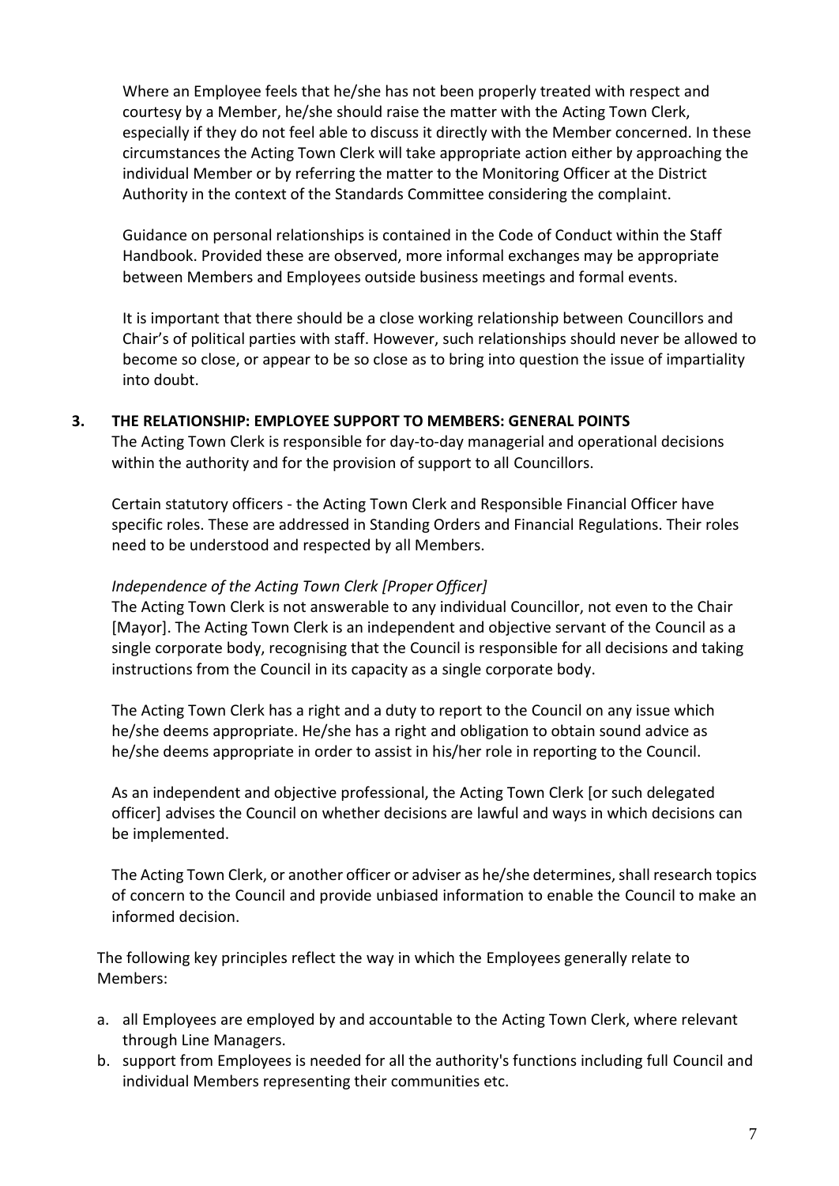Where an Employee feels that he/she has not been properly treated with respect and courtesy by a Member, he/she should raise the matter with the Acting Town Clerk, especially if they do not feel able to discuss it directly with the Member concerned. In these circumstances the Acting Town Clerk will take appropriate action either by approaching the individual Member or by referring the matter to the Monitoring Officer at the District Authority in the context of the Standards Committee considering the complaint.

Guidance on personal relationships is contained in the Code of Conduct within the Staff Handbook. Provided these are observed, more informal exchanges may be appropriate between Members and Employees outside business meetings and formal events.

It is important that there should be a close working relationship between Councillors and Chair's of political parties with staff. However, such relationships should never be allowed to become so close, or appear to be so close as to bring into question the issue of impartiality into doubt.

## 3. THE RELATIONSHIP: EMPLOYEE SUPPORT TO MEMBERS: GENERAL POINTS

The Acting Town Clerk is responsible for day-to-day managerial and operational decisions within the authority and for the provision of support to all Councillors.

Certain statutory officers - the Acting Town Clerk and Responsible Financial Officer have specific roles. These are addressed in Standing Orders and Financial Regulations. Their roles need to be understood and respected by all Members.

*Independence of the Acting Town Clerk [Proper Officer]*

The Acting Town Clerk is not answerable to any individual Councillor, not even to the Chair [Mayor]. The Acting Town Clerk is an independent and objective servant of the Council as a single corporate body, recognising that the Council is responsible for all decisions and taking instructions from the Council in its capacity as a single corporate body.

The Acting Town Clerk has a right and a duty to report to the Council on any issue which he/she deems appropriate. He/she has a right and obligation to obtain sound advice as he/she deems appropriate in order to assist in his/her role in reporting to the Council.

As an independent and objective professional, the Acting Town Clerk [or such delegated officer] advises the Council on whether decisions are lawful and ways in which decisions can be implemented.

The Acting Town Clerk, or another officer or adviser as he/she determines, shall research topics of concern to the Council and provide unbiased information to enable the Council to make an informed decision.

The following key principles reflect the way in which the Employees generally relate to Members:

a. all Employees are employed by and accountable to the Acting Town Clerk, where relevant through Line Managers.
b. support from Employees is needed for all the authority's functions including full Council and individual Members representing their communities etc.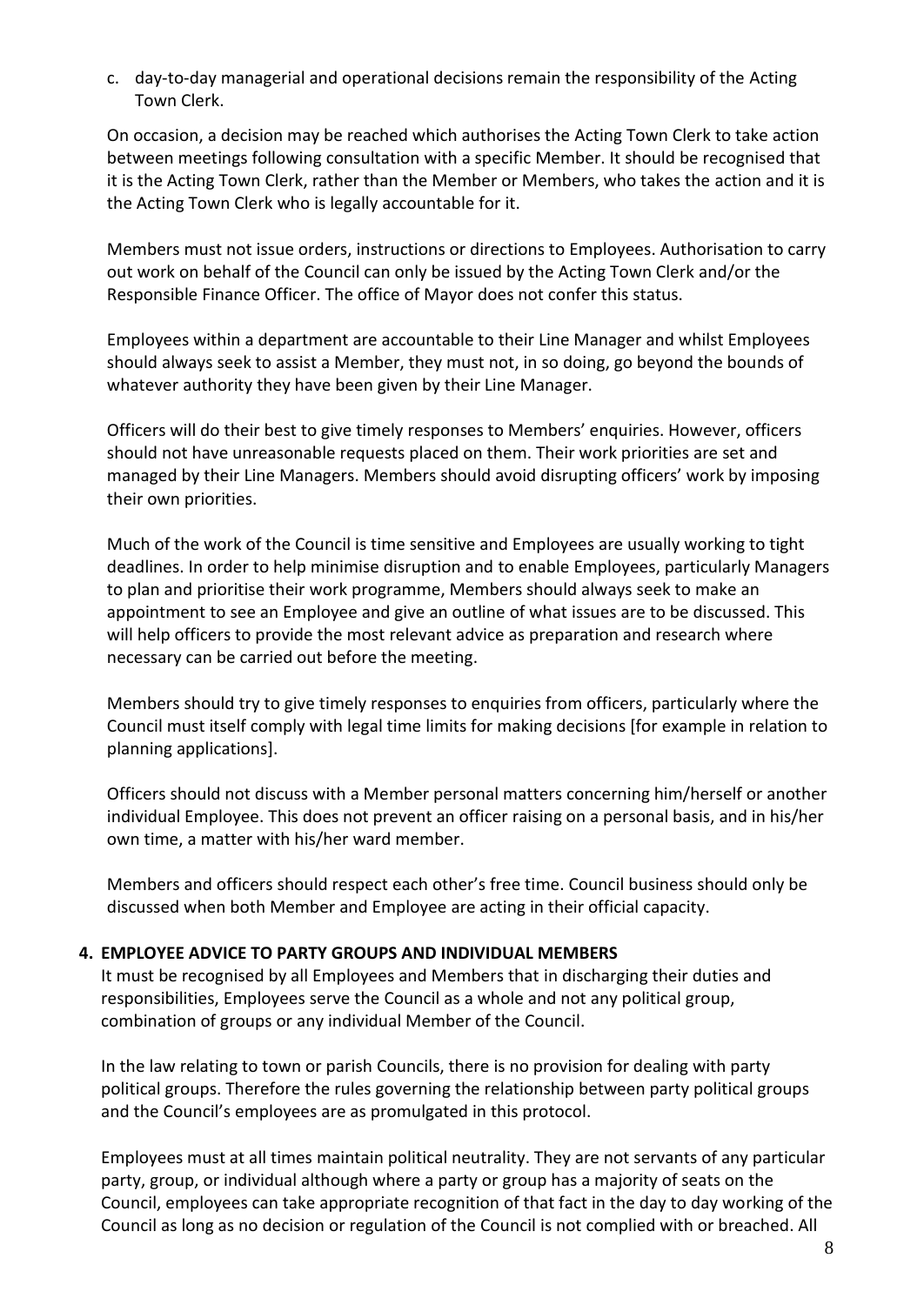c. day-to-day managerial and operational decisions remain the responsibility of the Acting Town Clerk.

On occasion, a decision may be reached which authorises the Acting Town Clerk to take action between meetings following consultation with a specific Member. It should be recognised that it is the Acting Town Clerk, rather than the Member or Members, who takes the action and it is the Acting Town Clerk who is legally accountable for it.

Members must not issue orders, instructions or directions to Employees. Authorisation to carry out work on behalf of the Council can only be issued by the Acting Town Clerk and/or the Responsible Finance Officer. The office of Mayor does not confer this status.

Employees within a department are accountable to their Line Manager and whilst Employees should always seek to assist a Member, they must not, in so doing, go beyond the bounds of whatever authority they have been given by their Line Manager.

Officers will do their best to give timely responses to Members' enquiries. However, officers should not have unreasonable requests placed on them. Their work priorities are set and managed by their Line Managers. Members should avoid disrupting officers' work by imposing their own priorities.

Much of the work of the Council is time sensitive and Employees are usually working to tight deadlines. In order to help minimise disruption and to enable Employees, particularly Managers to plan and prioritise their work programme, Members should always seek to make an appointment to see an Employee and give an outline of what issues are to be discussed. This will help officers to provide the most relevant advice as preparation and research where necessary can be carried out before the meeting.

Members should try to give timely responses to enquiries from officers, particularly where the Council must itself comply with legal time limits for making decisions [for example in relation to planning applications].

Officers should not discuss with a Member personal matters concerning him/herself or another individual Employee. This does not prevent an officer raising on a personal basis, and in his/her own time, a matter with his/her ward member.

Members and officers should respect each other's free time. Council business should only be discussed when both Member and Employee are acting in their official capacity.

## 4. EMPLOYEE ADVICE TO PARTY GROUPS AND INDIVIDUAL MEMBERS

It must be recognised by all Employees and Members that in discharging their duties and responsibilities, Employees serve the Council as a whole and not any political group, combination of groups or any individual Member of the Council.

In the law relating to town or parish Councils, there is no provision for dealing with party political groups. Therefore the rules governing the relationship between party political groups and the Council's employees are as promulgated in this protocol.

Employees must at all times maintain political neutrality. They are not servants of any particular party, group, or individual although where a party or group has a majority of seats on the Council, employees can take appropriate recognition of that fact in the day to day working of the Council as long as no decision or regulation of the Council is not complied with or breached. All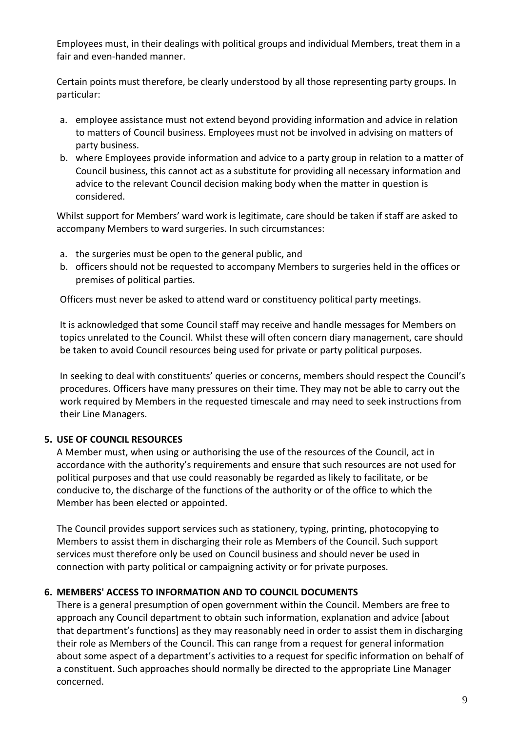Employees must, in their dealings with political groups and individual Members, treat them in a fair and even-handed manner.

Certain points must therefore, be clearly understood by all those representing party groups. In particular:

a. employee assistance must not extend beyond providing information and advice in relation to matters of Council business. Employees must not be involved in advising on matters of party business.
b. where Employees provide information and advice to a party group in relation to a matter of Council business, this cannot act as a substitute for providing all necessary information and advice to the relevant Council decision making body when the matter in question is considered.

Whilst support for Members' ward work is legitimate, care should be taken if staff are asked to accompany Members to ward surgeries. In such circumstances:

a. the surgeries must be open to the general public, and
b. officers should not be requested to accompany Members to surgeries held in the offices or premises of political parties.

Officers must never be asked to attend ward or constituency political party meetings.

It is acknowledged that some Council staff may receive and handle messages for Members on topics unrelated to the Council. Whilst these will often concern diary management, care should be taken to avoid Council resources being used for private or party political purposes.

In seeking to deal with constituents' queries or concerns, members should respect the Council's procedures. Officers have many pressures on their time. They may not be able to carry out the work required by Members in the requested timescale and may need to seek instructions from their Line Managers.

## 5. USE OF COUNCIL RESOURCES

A Member must, when using or authorising the use of the resources of the Council, act in accordance with the authority's requirements and ensure that such resources are not used for political purposes and that use could reasonably be regarded as likely to facilitate, or be conducive to, the discharge of the functions of the authority or of the office to which the Member has been elected or appointed.

The Council provides support services such as stationery, typing, printing, photocopying to Members to assist them in discharging their role as Members of the Council. Such support services must therefore only be used on Council business and should never be used in connection with party political or campaigning activity or for private purposes.

## 6. MEMBERS' ACCESS TO INFORMATION AND TO COUNCIL DOCUMENTS

There is a general presumption of open government within the Council. Members are free to approach any Council department to obtain such information, explanation and advice [about that department's functions] as they may reasonably need in order to assist them in discharging their role as Members of the Council. This can range from a request for general information about some aspect of a department's activities to a request for specific information on behalf of a constituent. Such approaches should normally be directed to the appropriate Line Manager concerned.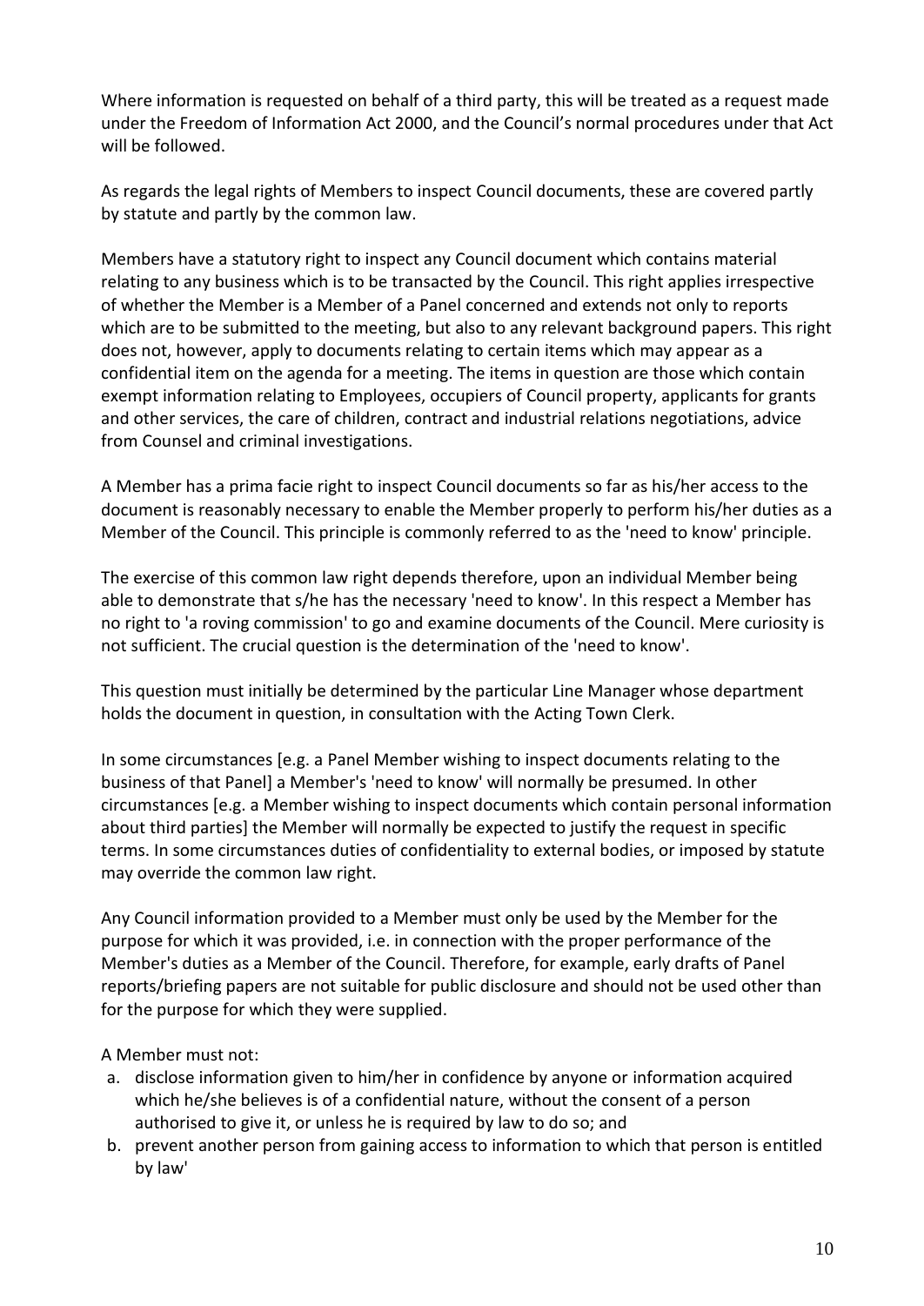Where information is requested on behalf of a third party, this will be treated as a request made under the Freedom of Information Act 2000, and the Council's normal procedures under that Act will be followed.

As regards the legal rights of Members to inspect Council documents, these are covered partly by statute and partly by the common law.

Members have a statutory right to inspect any Council document which contains material relating to any business which is to be transacted by the Council. This right applies irrespective of whether the Member is a Member of a Panel concerned and extends not only to reports which are to be submitted to the meeting, but also to any relevant background papers. This right does not, however, apply to documents relating to certain items which may appear as a confidential item on the agenda for a meeting. The items in question are those which contain exempt information relating to Employees, occupiers of Council property, applicants for grants and other services, the care of children, contract and industrial relations negotiations, advice from Counsel and criminal investigations.

A Member has a prima facie right to inspect Council documents so far as his/her access to the document is reasonably necessary to enable the Member properly to perform his/her duties as a Member of the Council. This principle is commonly referred to as the 'need to know' principle.

The exercise of this common law right depends therefore, upon an individual Member being able to demonstrate that s/he has the necessary 'need to know'. In this respect a Member has no right to 'a roving commission' to go and examine documents of the Council. Mere curiosity is not sufficient. The crucial question is the determination of the 'need to know'.

This question must initially be determined by the particular Line Manager whose department holds the document in question, in consultation with the Acting Town Clerk.

In some circumstances [e.g. a Panel Member wishing to inspect documents relating to the business of that Panel] a Member's 'need to know' will normally be presumed. In other circumstances [e.g. a Member wishing to inspect documents which contain personal information about third parties] the Member will normally be expected to justify the request in specific terms. In some circumstances duties of confidentiality to external bodies, or imposed by statute may override the common law right.

Any Council information provided to a Member must only be used by the Member for the purpose for which it was provided, i.e. in connection with the proper performance of the Member's duties as a Member of the Council. Therefore, for example, early drafts of Panel reports/briefing papers are not suitable for public disclosure and should not be used other than for the purpose for which they were supplied.

A Member must not:

a. disclose information given to him/her in confidence by anyone or information acquired which he/she believes is of a confidential nature, without the consent of a person authorised to give it, or unless he is required by law to do so; and
b. prevent another person from gaining access to information to which that person is entitled by law'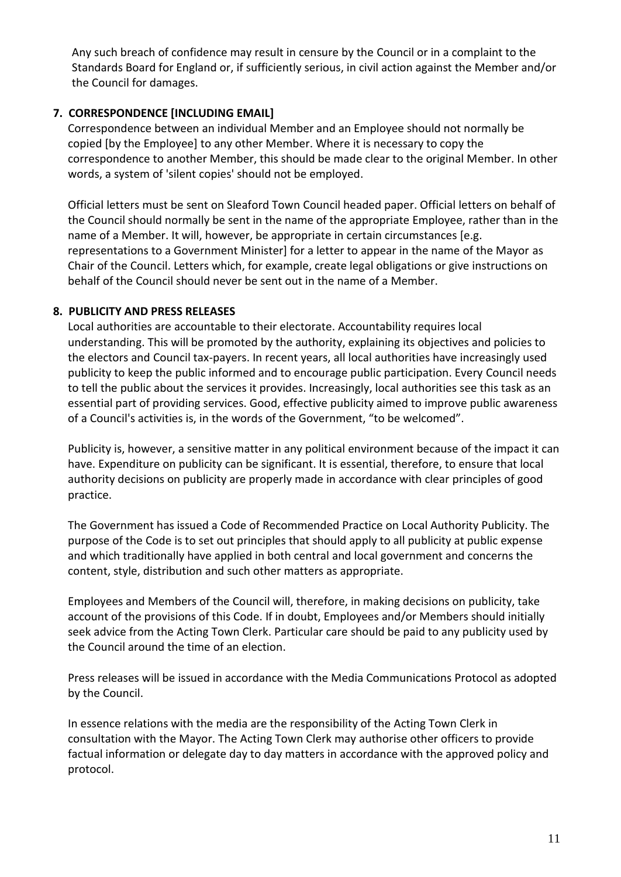Any such breach of confidence may result in censure by the Council or in a complaint to the Standards Board for England or, if sufficiently serious, in civil action against the Member and/or the Council for damages.

### 7. CORRESPONDENCE [INCLUDING EMAIL]

Correspondence between an individual Member and an Employee should not normally be copied [by the Employee] to any other Member. Where it is necessary to copy the correspondence to another Member, this should be made clear to the original Member. In other words, a system of 'silent copies' should not be employed.

Official letters must be sent on Sleaford Town Council headed paper. Official letters on behalf of the Council should normally be sent in the name of the appropriate Employee, rather than in the name of a Member. It will, however, be appropriate in certain circumstances [e.g. representations to a Government Minister] for a letter to appear in the name of the Mayor as Chair of the Council. Letters which, for example, create legal obligations or give instructions on behalf of the Council should never be sent out in the name of a Member.

### 8. PUBLICITY AND PRESS RELEASES

Local authorities are accountable to their electorate. Accountability requires local understanding. This will be promoted by the authority, explaining its objectives and policies to the electors and Council tax-payers. In recent years, all local authorities have increasingly used publicity to keep the public informed and to encourage public participation. Every Council needs to tell the public about the services it provides. Increasingly, local authorities see this task as an essential part of providing services. Good, effective publicity aimed to improve public awareness of a Council's activities is, in the words of the Government, "to be welcomed".

Publicity is, however, a sensitive matter in any political environment because of the impact it can have. Expenditure on publicity can be significant. It is essential, therefore, to ensure that local authority decisions on publicity are properly made in accordance with clear principles of good practice.

The Government has issued a Code of Recommended Practice on Local Authority Publicity. The purpose of the Code is to set out principles that should apply to all publicity at public expense and which traditionally have applied in both central and local government and concerns the content, style, distribution and such other matters as appropriate.

Employees and Members of the Council will, therefore, in making decisions on publicity, take account of the provisions of this Code. If in doubt, Employees and/or Members should initially seek advice from the Acting Town Clerk. Particular care should be paid to any publicity used by the Council around the time of an election.

Press releases will be issued in accordance with the Media Communications Protocol as adopted by the Council.

In essence relations with the media are the responsibility of the Acting Town Clerk in consultation with the Mayor. The Acting Town Clerk may authorise other officers to provide factual information or delegate day to day matters in accordance with the approved policy and protocol.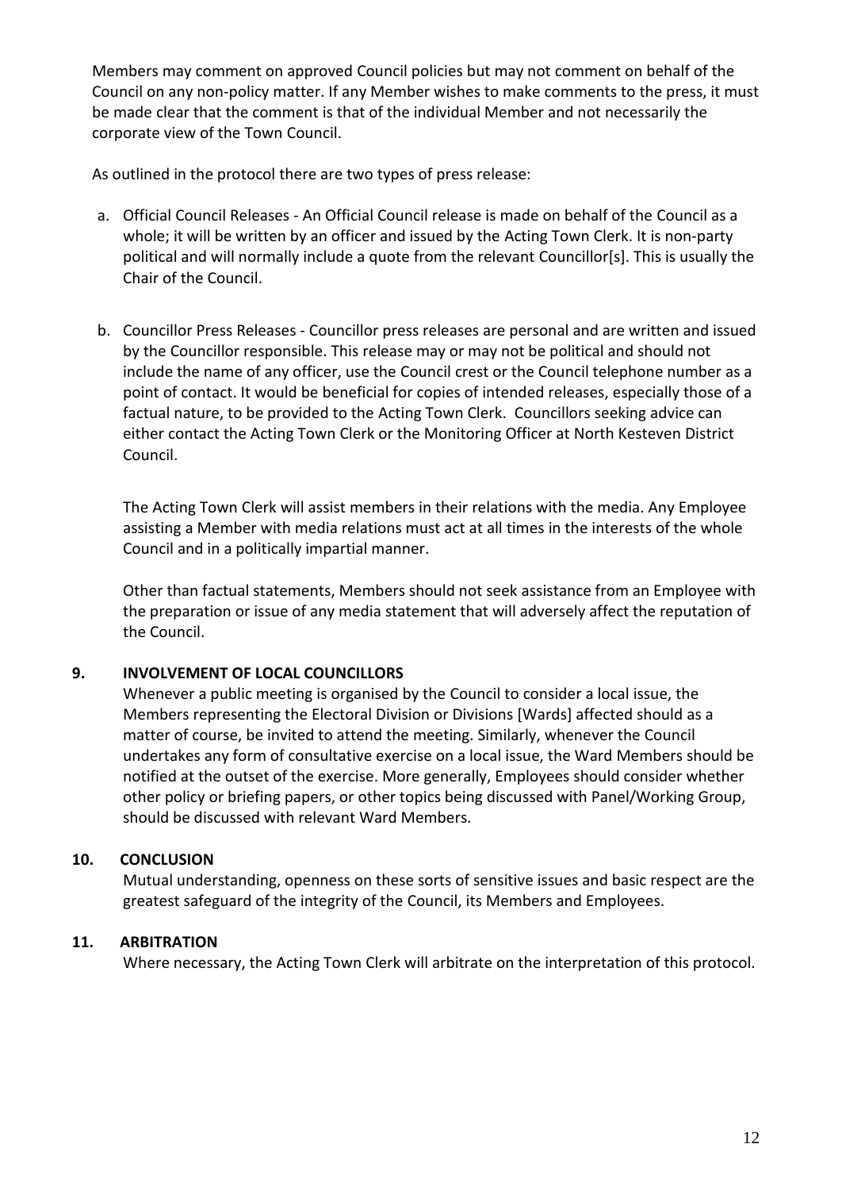Members may comment on approved Council policies but may not comment on behalf of the Council on any non-policy matter. If any Member wishes to make comments to the press, it must be made clear that the comment is that of the individual Member and not necessarily the corporate view of the Town Council.

As outlined in the protocol there are two types of press release:

a. Official Council Releases - An Official Council release is made on behalf of the Council as a whole; it will be written by an officer and issued by the Acting Town Clerk. It is non-party political and will normally include a quote from the relevant Councillor[s]. This is usually the Chair of the Council.

b. Councillor Press Releases - Councillor press releases are personal and are written and issued by the Councillor responsible. This release may or may not be political and should not include the name of any officer, use the Council crest or the Council telephone number as a point of contact. It would be beneficial for copies of intended releases, especially those of a factual nature, to be provided to the Acting Town Clerk. Councillors seeking advice can either contact the Acting Town Clerk or the Monitoring Officer at North Kesteven District Council.

The Acting Town Clerk will assist members in their relations with the media. Any Employee assisting a Member with media relations must act at all times in the interests of the whole Council and in a politically impartial manner.

Other than factual statements, Members should not seek assistance from an Employee with the preparation or issue of any media statement that will adversely affect the reputation of the Council.

## 9. INVOLVEMENT OF LOCAL COUNCILLORS

Whenever a public meeting is organised by the Council to consider a local issue, the Members representing the Electoral Division or Divisions [Wards] affected should as a matter of course, be invited to attend the meeting. Similarly, whenever the Council undertakes any form of consultative exercise on a local issue, the Ward Members should be notified at the outset of the exercise. More generally, Employees should consider whether other policy or briefing papers, or other topics being discussed with Panel/Working Group, should be discussed with relevant Ward Members.

## 10. CONCLUSION

Mutual understanding, openness on these sorts of sensitive issues and basic respect are the greatest safeguard of the integrity of the Council, its Members and Employees.

## 11. ARBITRATION

Where necessary, the Acting Town Clerk will arbitrate on the interpretation of this protocol.